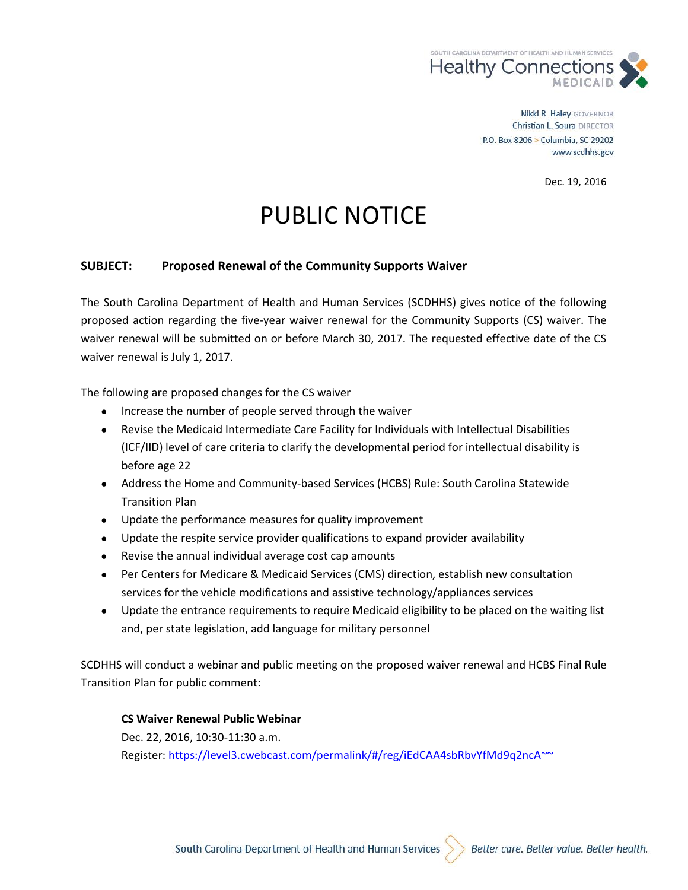SOUTH CAROLINA DEPARTMENT OF HEALTH AND HUMAN SERVICES
Healthy Connections
MEDICAID

Nikki R. Haley GOVERNOR
Christian L. Soura DIRECTOR
P.O. Box 8206 > Columbia, SC 29202
www.scdhhs.gov

Dec. 19, 2016

# PUBLIC NOTICE

**SUBJECT: Proposed Renewal of the Community Supports Waiver**

The South Carolina Department of Health and Human Services (SCDHHS) gives notice of the following proposed action regarding the five-year waiver renewal for the Community Supports (CS) waiver. The waiver renewal will be submitted on or before March 30, 2017. The requested effective date of the CS waiver renewal is July 1, 2017.

The following are proposed changes for the CS waiver

- Increase the number of people served through the waiver
- Revise the Medicaid Intermediate Care Facility for Individuals with Intellectual Disabilities (ICF/IID) level of care criteria to clarify the developmental period for intellectual disability is before age 22
- Address the Home and Community-based Services (HCBS) Rule: South Carolina Statewide Transition Plan
- Update the performance measures for quality improvement
- Update the respite service provider qualifications to expand provider availability
- Revise the annual individual average cost cap amounts
- Per Centers for Medicare & Medicaid Services (CMS) direction, establish new consultation services for the vehicle modifications and assistive technology/appliances services
- Update the entrance requirements to require Medicaid eligibility to be placed on the waiting list and, per state legislation, add language for military personnel

SCDHHS will conduct a webinar and public meeting on the proposed waiver renewal and HCBS Final Rule Transition Plan for public comment:

**CS Waiver Renewal Public Webinar**
Dec. 22, 2016, 10:30-11:30 a.m.
Register: https://level3.cwebcast.com/permalink/#/reg/iEdCAA4sbRbvYfMd9q2ncA~~

South Carolina Department of Health and Human Services *Better care. Better value. Better health.*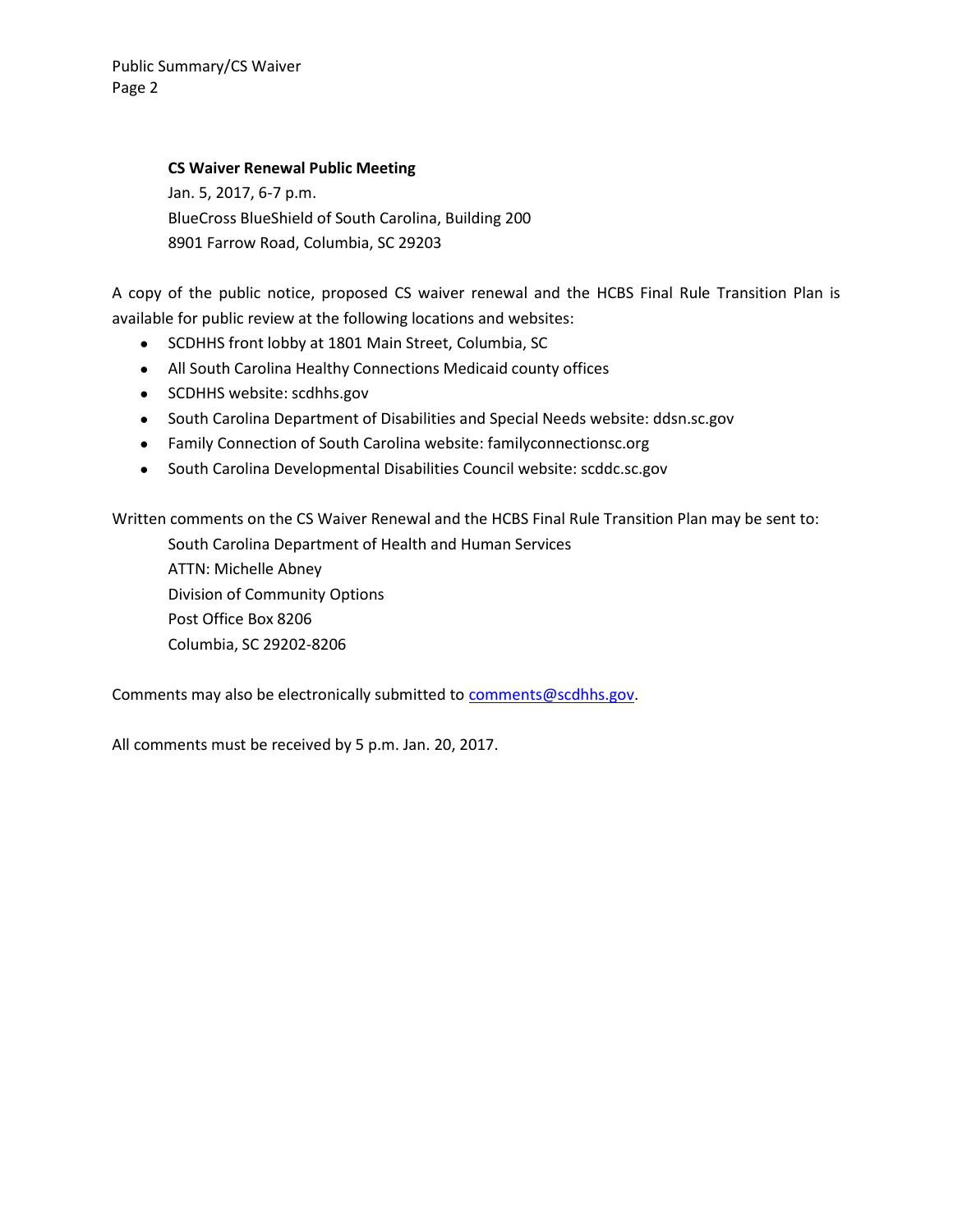**CS Waiver Renewal Public Meeting**
Jan. 5, 2017, 6-7 p.m.
BlueCross BlueShield of South Carolina, Building 200
8901 Farrow Road, Columbia, SC 29203

A copy of the public notice, proposed CS waiver renewal and the HCBS Final Rule Transition Plan is available for public review at the following locations and websites:

- SCDHHS front lobby at 1801 Main Street, Columbia, SC
- All South Carolina Healthy Connections Medicaid county offices
- SCDHHS website: scdhhs.gov
- South Carolina Department of Disabilities and Special Needs website: ddsn.sc.gov
- Family Connection of South Carolina website: familyconnectionsc.org
- South Carolina Developmental Disabilities Council website: scddc.sc.gov

Written comments on the CS Waiver Renewal and the HCBS Final Rule Transition Plan may be sent to:

South Carolina Department of Health and Human Services
ATTN: Michelle Abney
Division of Community Options
Post Office Box 8206
Columbia, SC 29202-8206

Comments may also be electronically submitted to comments@scdhhs.gov.

All comments must be received by 5 p.m. Jan. 20, 2017.